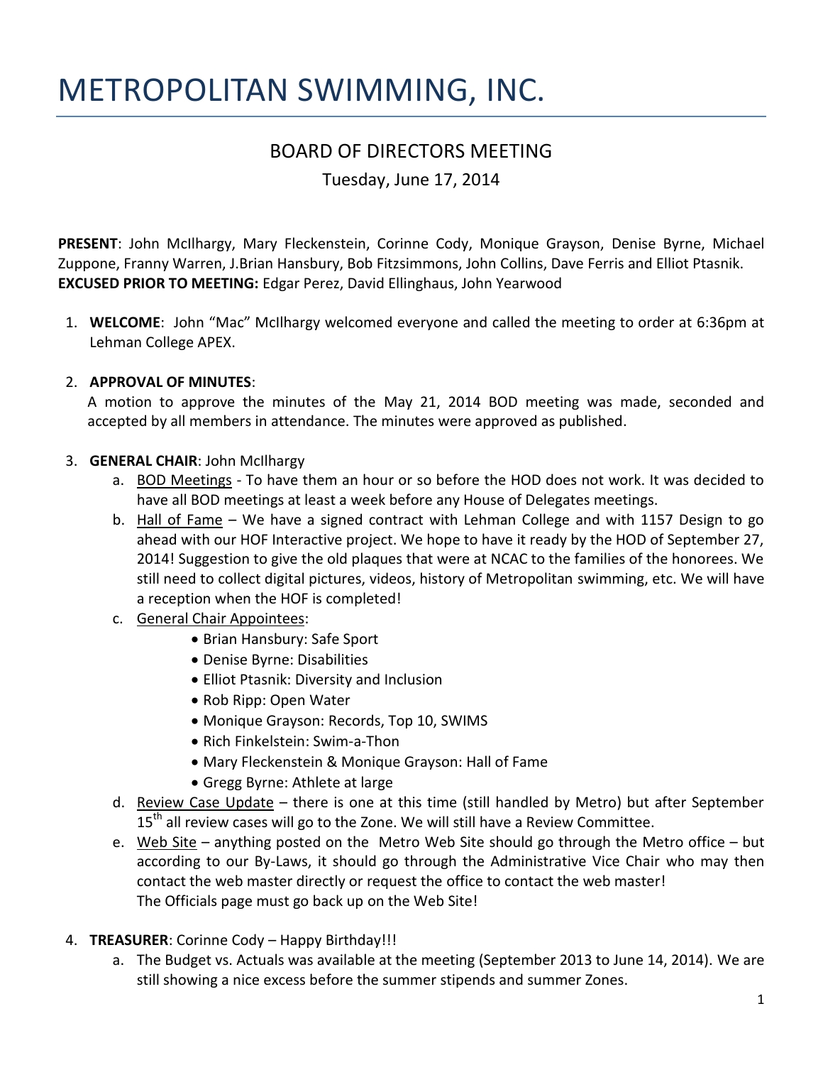# METROPOLITAN SWIMMING, INC.

## BOARD OF DIRECTORS MEETING

Tuesday, June 17, 2014

**PRESENT**: John McIlhargy, Mary Fleckenstein, Corinne Cody, Monique Grayson, Denise Byrne, Michael Zuppone, Franny Warren, J.Brian Hansbury, Bob Fitzsimmons, John Collins, Dave Ferris and Elliot Ptasnik.
**EXCUSED PRIOR TO MEETING:** Edgar Perez, David Ellinghaus, John Yearwood

1. **WELCOME**: John "Mac" McIlhargy welcomed everyone and called the meeting to order at 6:36pm at Lehman College APEX.

2. **APPROVAL OF MINUTES**:
A motion to approve the minutes of the May 21, 2014 BOD meeting was made, seconded and accepted by all members in attendance. The minutes were approved as published.

3. **GENERAL CHAIR**: John McIlhargy
   a. BOD Meetings - To have them an hour or so before the HOD does not work. It was decided to have all BOD meetings at least a week before any House of Delegates meetings.
   b. Hall of Fame – We have a signed contract with Lehman College and with 1157 Design to go ahead with our HOF Interactive project. We hope to have it ready by the HOD of September 27, 2014! Suggestion to give the old plaques that were at NCAC to the families of the honorees. We still need to collect digital pictures, videos, history of Metropolitan swimming, etc. We will have a reception when the HOF is completed!
   c. General Chair Appointees:
      - Brian Hansbury: Safe Sport
      - Denise Byrne: Disabilities
      - Elliot Ptasnik: Diversity and Inclusion
      - Rob Ripp: Open Water
      - Monique Grayson: Records, Top 10, SWIMS
      - Rich Finkelstein: Swim-a-Thon
      - Mary Fleckenstein & Monique Grayson: Hall of Fame
      - Gregg Byrne: Athlete at large
   d. Review Case Update – there is one at this time (still handled by Metro) but after September 15th all review cases will go to the Zone. We will still have a Review Committee.
   e. Web Site – anything posted on the Metro Web Site should go through the Metro office – but according to our By-Laws, it should go through the Administrative Vice Chair who may then contact the web master directly or request the office to contact the web master!
   The Officials page must go back up on the Web Site!

4. **TREASURER**: Corinne Cody – Happy Birthday!!!
   a. The Budget vs. Actuals was available at the meeting (September 2013 to June 14, 2014). We are still showing a nice excess before the summer stipends and summer Zones.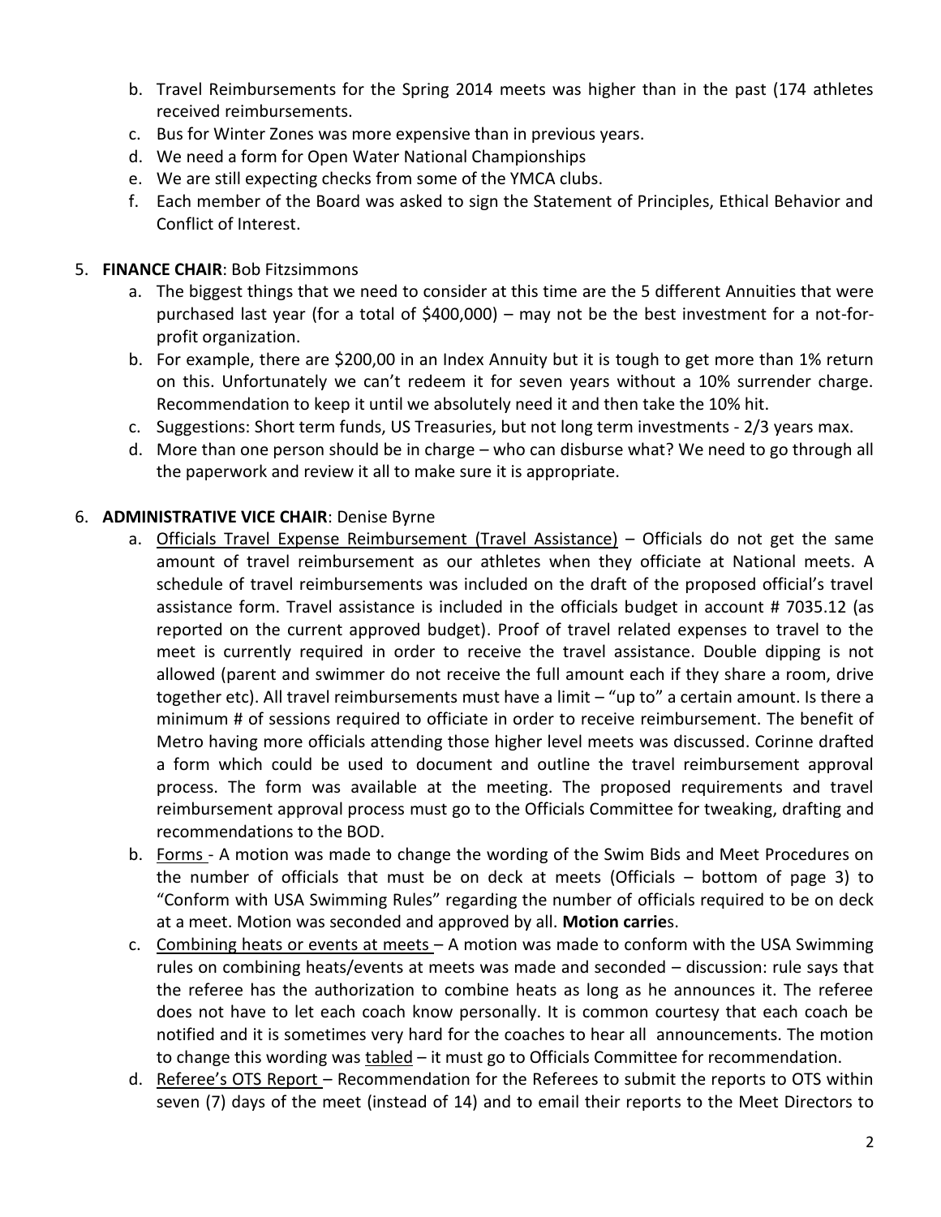b. Travel Reimbursements for the Spring 2014 meets was higher than in the past (174 athletes received reimbursements.
c. Bus for Winter Zones was more expensive than in previous years.
d. We need a form for Open Water National Championships
e. We are still expecting checks from some of the YMCA clubs.
f. Each member of the Board was asked to sign the Statement of Principles, Ethical Behavior and Conflict of Interest.

5. **FINANCE CHAIR**: Bob Fitzsimmons
   a. The biggest things that we need to consider at this time are the 5 different Annuities that were purchased last year (for a total of $400,000) – may not be the best investment for a not-for-profit organization.
   b. For example, there are $200,00 in an Index Annuity but it is tough to get more than 1% return on this. Unfortunately we can't redeem it for seven years without a 10% surrender charge. Recommendation to keep it until we absolutely need it and then take the 10% hit.
   c. Suggestions: Short term funds, US Treasuries, but not long term investments - 2/3 years max.
   d. More than one person should be in charge – who can disburse what? We need to go through all the paperwork and review it all to make sure it is appropriate.

6. **ADMINISTRATIVE VICE CHAIR**: Denise Byrne
   a. Officials Travel Expense Reimbursement (Travel Assistance) – Officials do not get the same amount of travel reimbursement as our athletes when they officiate at National meets. A schedule of travel reimbursements was included on the draft of the proposed official's travel assistance form. Travel assistance is included in the officials budget in account # 7035.12 (as reported on the current approved budget). Proof of travel related expenses to travel to the meet is currently required in order to receive the travel assistance. Double dipping is not allowed (parent and swimmer do not receive the full amount each if they share a room, drive together etc). All travel reimbursements must have a limit – "up to" a certain amount. Is there a minimum # of sessions required to officiate in order to receive reimbursement. The benefit of Metro having more officials attending those higher level meets was discussed. Corinne drafted a form which could be used to document and outline the travel reimbursement approval process. The form was available at the meeting. The proposed requirements and travel reimbursement approval process must go to the Officials Committee for tweaking, drafting and recommendations to the BOD.
   b. Forms - A motion was made to change the wording of the Swim Bids and Meet Procedures on the number of officials that must be on deck at meets (Officials – bottom of page 3) to "Conform with USA Swimming Rules" regarding the number of officials required to be on deck at a meet. Motion was seconded and approved by all. **Motion carrie**s.
   c. Combining heats or events at meets – A motion was made to conform with the USA Swimming rules on combining heats/events at meets was made and seconded – discussion: rule says that the referee has the authorization to combine heats as long as he announces it. The referee does not have to let each coach know personally. It is common courtesy that each coach be notified and it is sometimes very hard for the coaches to hear all announcements. The motion to change this wording was tabled – it must go to Officials Committee for recommendation.
   d. Referee's OTS Report – Recommendation for the Referees to submit the reports to OTS within seven (7) days of the meet (instead of 14) and to email their reports to the Meet Directors to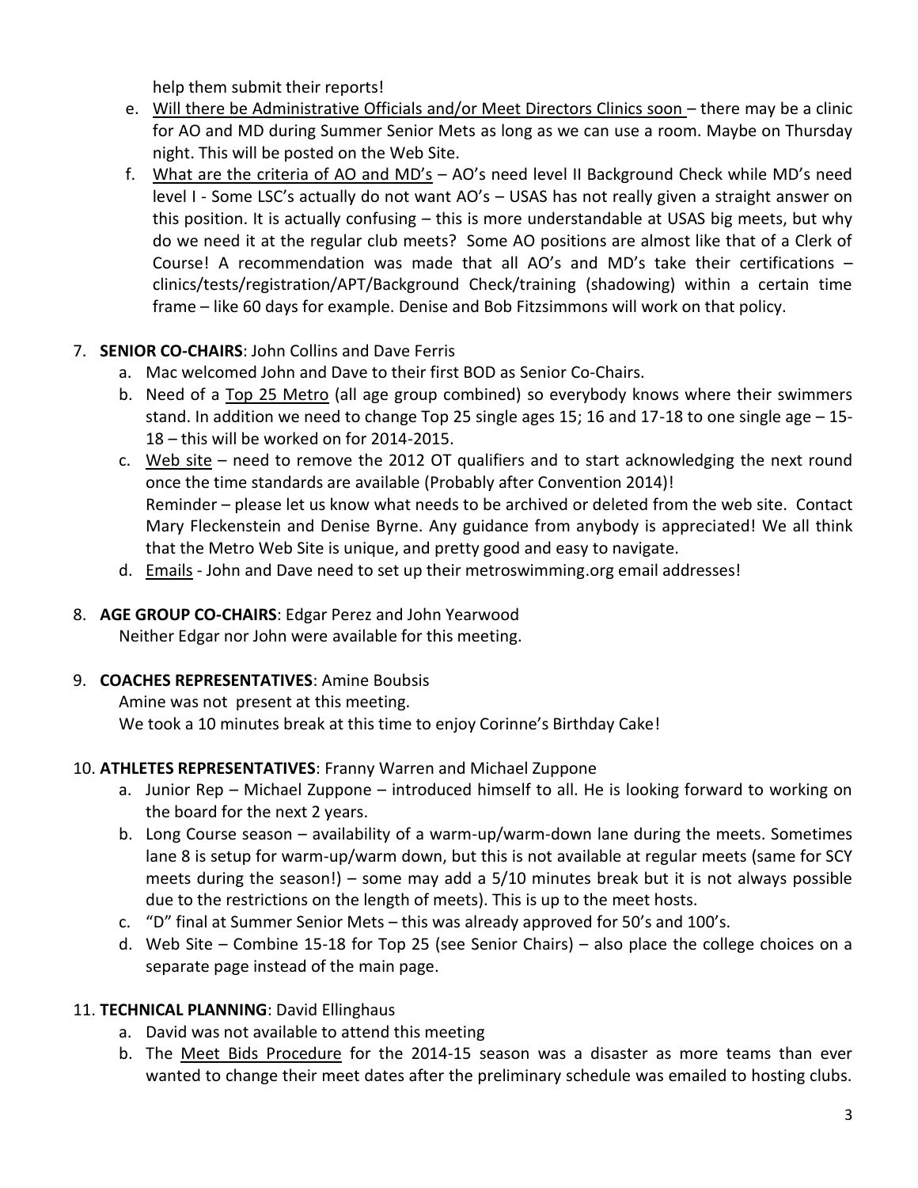help them submit their reports!

e. <u>Will there be Administrative Officials and/or Meet Directors Clinics soon</u> – there may be a clinic for AO and MD during Summer Senior Mets as long as we can use a room. Maybe on Thursday night. This will be posted on the Web Site.
f. <u>What are the criteria of AO and MD's</u> – AO's need level II Background Check while MD's need level I - Some LSC's actually do not want AO's – USAS has not really given a straight answer on this position. It is actually confusing – this is more understandable at USAS big meets, but why do we need it at the regular club meets? Some AO positions are almost like that of a Clerk of Course! A recommendation was made that all AO's and MD's take their certifications – clinics/tests/registration/APT/Background Check/training (shadowing) within a certain time frame – like 60 days for example. Denise and Bob Fitzsimmons will work on that policy.

7. **SENIOR CO-CHAIRS**: John Collins and Dave Ferris
   a. Mac welcomed John and Dave to their first BOD as Senior Co-Chairs.
   b. Need of a <u>Top 25 Metro</u> (all age group combined) so everybody knows where their swimmers stand. In addition we need to change Top 25 single ages 15; 16 and 17-18 to one single age – 15-18 – this will be worked on for 2014-2015.
   c. <u>Web site</u> – need to remove the 2012 OT qualifiers and to start acknowledging the next round once the time standards are available (Probably after Convention 2014)!
      Reminder – please let us know what needs to be archived or deleted from the web site. Contact Mary Fleckenstein and Denise Byrne. Any guidance from anybody is appreciated! We all think that the Metro Web Site is unique, and pretty good and easy to navigate.
   d. <u>Emails</u> - John and Dave need to set up their metroswimming.org email addresses!

8. **AGE GROUP CO-CHAIRS**: Edgar Perez and John Yearwood
   Neither Edgar nor John were available for this meeting.

9. **COACHES REPRESENTATIVES**: Amine Boubsis
   Amine was not present at this meeting.
   We took a 10 minutes break at this time to enjoy Corinne's Birthday Cake!

10. **ATHLETES REPRESENTATIVES**: Franny Warren and Michael Zuppone
    a. Junior Rep – Michael Zuppone – introduced himself to all. He is looking forward to working on the board for the next 2 years.
    b. Long Course season – availability of a warm-up/warm-down lane during the meets. Sometimes lane 8 is setup for warm-up/warm down, but this is not available at regular meets (same for SCY meets during the season!) – some may add a 5/10 minutes break but it is not always possible due to the restrictions on the length of meets). This is up to the meet hosts.
    c. "D" final at Summer Senior Mets – this was already approved for 50's and 100's.
    d. Web Site – Combine 15-18 for Top 25 (see Senior Chairs) – also place the college choices on a separate page instead of the main page.

11. **TECHNICAL PLANNING**: David Ellinghaus
    a. David was not available to attend this meeting
    b. The <u>Meet Bids Procedure</u> for the 2014-15 season was a disaster as more teams than ever wanted to change their meet dates after the preliminary schedule was emailed to hosting clubs.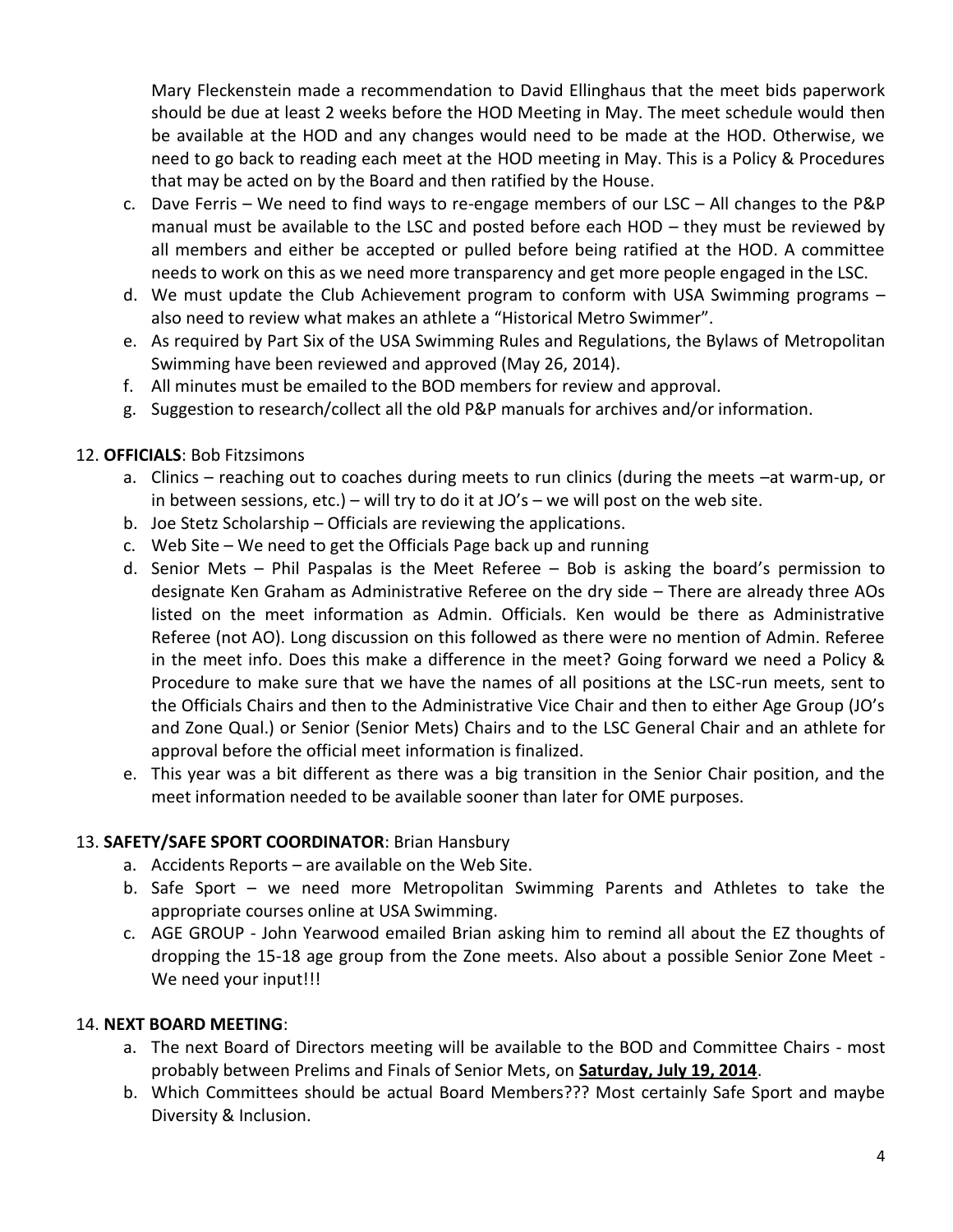Mary Fleckenstein made a recommendation to David Ellinghaus that the meet bids paperwork should be due at least 2 weeks before the HOD Meeting in May. The meet schedule would then be available at the HOD and any changes would need to be made at the HOD. Otherwise, we need to go back to reading each meet at the HOD meeting in May. This is a Policy & Procedures that may be acted on by the Board and then ratified by the House.

c. Dave Ferris – We need to find ways to re-engage members of our LSC – All changes to the P&P manual must be available to the LSC and posted before each HOD – they must be reviewed by all members and either be accepted or pulled before being ratified at the HOD. A committee needs to work on this as we need more transparency and get more people engaged in the LSC.
d. We must update the Club Achievement program to conform with USA Swimming programs – also need to review what makes an athlete a "Historical Metro Swimmer".
e. As required by Part Six of the USA Swimming Rules and Regulations, the Bylaws of Metropolitan Swimming have been reviewed and approved (May 26, 2014).
f. All minutes must be emailed to the BOD members for review and approval.
g. Suggestion to research/collect all the old P&P manuals for archives and/or information.

12. **OFFICIALS**: Bob Fitzsimons
    a. Clinics – reaching out to coaches during meets to run clinics (during the meets –at warm-up, or in between sessions, etc.) – will try to do it at JO's – we will post on the web site.
    b. Joe Stetz Scholarship – Officials are reviewing the applications.
    c. Web Site – We need to get the Officials Page back up and running
    d. Senior Mets – Phil Paspalas is the Meet Referee – Bob is asking the board's permission to designate Ken Graham as Administrative Referee on the dry side – There are already three AOs listed on the meet information as Admin. Officials. Ken would be there as Administrative Referee (not AO). Long discussion on this followed as there were no mention of Admin. Referee in the meet info. Does this make a difference in the meet? Going forward we need a Policy & Procedure to make sure that we have the names of all positions at the LSC-run meets, sent to the Officials Chairs and then to the Administrative Vice Chair and then to either Age Group (JO's and Zone Qual.) or Senior (Senior Mets) Chairs and to the LSC General Chair and an athlete for approval before the official meet information is finalized.
    e. This year was a bit different as there was a big transition in the Senior Chair position, and the meet information needed to be available sooner than later for OME purposes.

13. **SAFETY/SAFE SPORT COORDINATOR**: Brian Hansbury
    a. Accidents Reports – are available on the Web Site.
    b. Safe Sport – we need more Metropolitan Swimming Parents and Athletes to take the appropriate courses online at USA Swimming.
    c. AGE GROUP - John Yearwood emailed Brian asking him to remind all about the EZ thoughts of dropping the 15-18 age group from the Zone meets. Also about a possible Senior Zone Meet - We need your input!!!

14. **NEXT BOARD MEETING**:
    a. The next Board of Directors meeting will be available to the BOD and Committee Chairs - most probably between Prelims and Finals of Senior Mets, on **Saturday, July 19, 2014**.
    b. Which Committees should be actual Board Members??? Most certainly Safe Sport and maybe Diversity & Inclusion.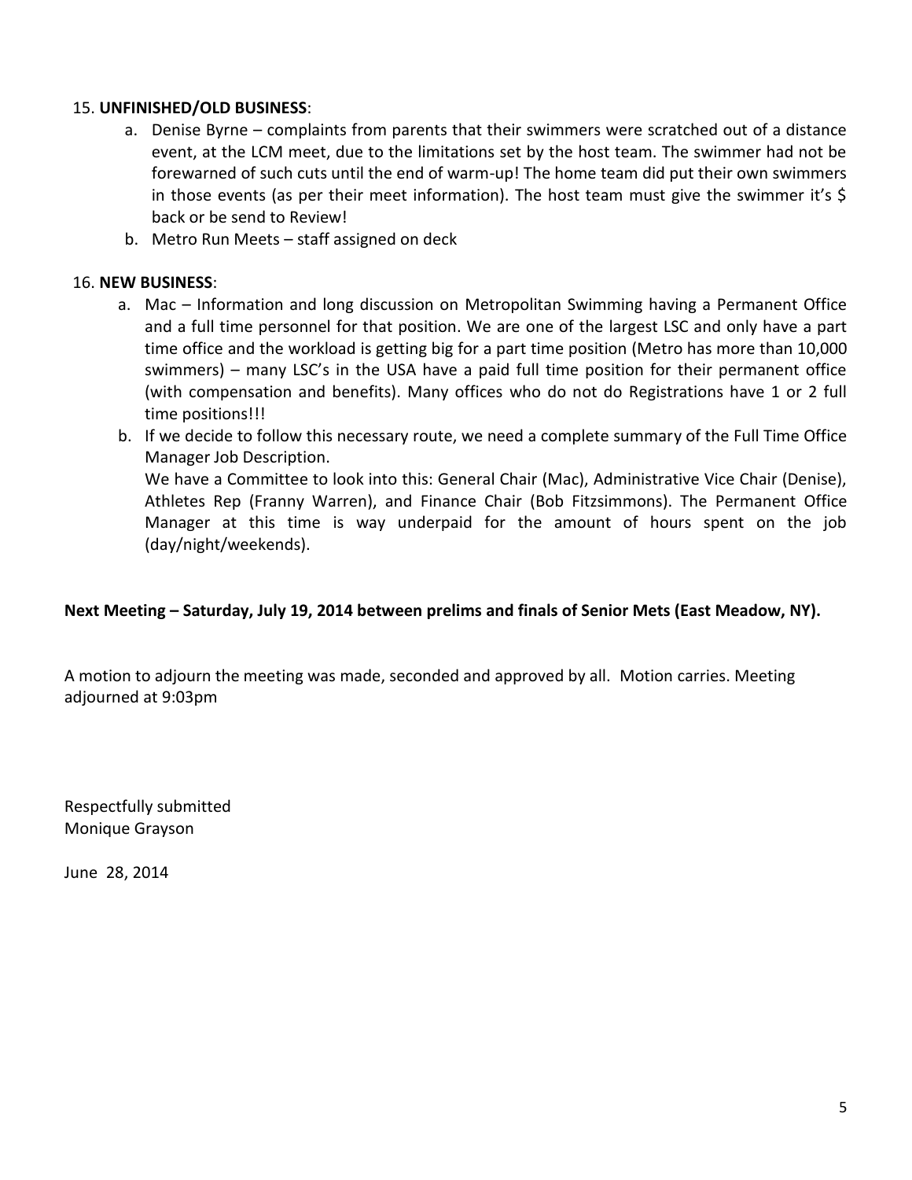15. **UNFINISHED/OLD BUSINESS**:

   a. Denise Byrne – complaints from parents that their swimmers were scratched out of a distance event, at the LCM meet, due to the limitations set by the host team. The swimmer had not be forewarned of such cuts until the end of warm-up! The home team did put their own swimmers in those events (as per their meet information). The host team must give the swimmer it's $ back or be send to Review!

   b. Metro Run Meets – staff assigned on deck

16. **NEW BUSINESS**:

   a. Mac – Information and long discussion on Metropolitan Swimming having a Permanent Office and a full time personnel for that position. We are one of the largest LSC and only have a part time office and the workload is getting big for a part time position (Metro has more than 10,000 swimmers) – many LSC's in the USA have a paid full time position for their permanent office (with compensation and benefits). Many offices who do not do Registrations have 1 or 2 full time positions!!!

   b. If we decide to follow this necessary route, we need a complete summary of the Full Time Office Manager Job Description.
   We have a Committee to look into this: General Chair (Mac), Administrative Vice Chair (Denise), Athletes Rep (Franny Warren), and Finance Chair (Bob Fitzsimmons). The Permanent Office Manager at this time is way underpaid for the amount of hours spent on the job (day/night/weekends).

**Next Meeting – Saturday, July 19, 2014 between prelims and finals of Senior Mets (East Meadow, NY).**

A motion to adjourn the meeting was made, seconded and approved by all. Motion carries. Meeting adjourned at 9:03pm

Respectfully submitted
Monique Grayson

June 28, 2014